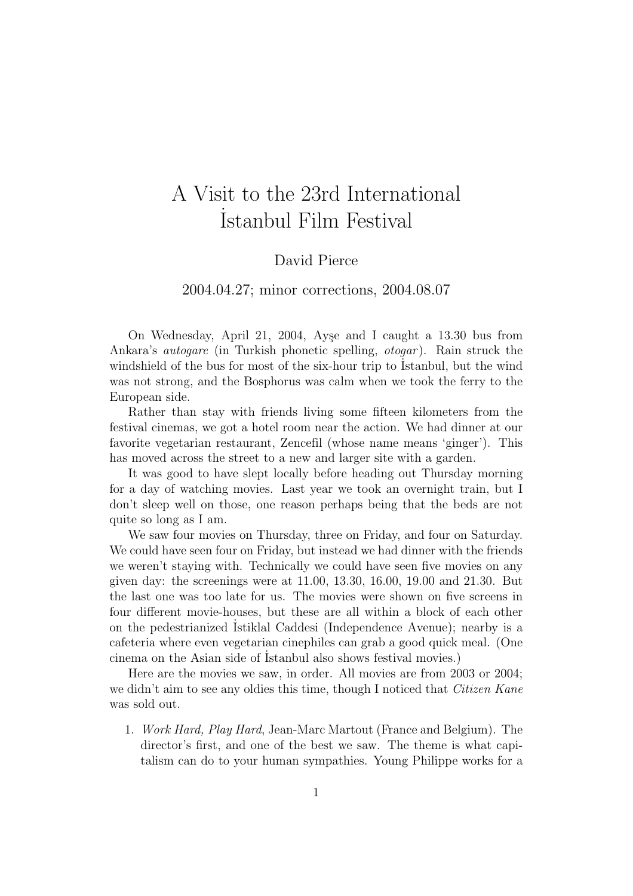# A Visit to the 23rd International İstanbul Film Festival

David Pierce

2004.04.27; minor corrections, 2004.08.07

On Wednesday, April 21, 2004, Ayşe and I caught a 13.30 bus from Ankara's *autogare* (in Turkish phonetic spelling, *otogar*). Rain struck the windshield of the bus for most of the six-hour trip to İstanbul, but the wind was not strong, and the Bosphorus was calm when we took the ferry to the European side.

Rather than stay with friends living some fifteen kilometers from the festival cinemas, we got a hotel room near the action. We had dinner at our favorite vegetarian restaurant, Zencefil (whose name means 'ginger'). This has moved across the street to a new and larger site with a garden.

It was good to have slept locally before heading out Thursday morning for a day of watching movies. Last year we took an overnight train, but I don't sleep well on those, one reason perhaps being that the beds are not quite so long as I am.

We saw four movies on Thursday, three on Friday, and four on Saturday. We could have seen four on Friday, but instead we had dinner with the friends we weren't staying with. Technically we could have seen five movies on any given day: the screenings were at 11.00, 13.30, 16.00, 19.00 and 21.30. But the last one was too late for us. The movies were shown on five screens in four different movie-houses, but these are all within a block of each other on the pedestrianized İstiklal Caddesi (Independence Avenue); nearby is a cafeteria where even vegetarian cinephiles can grab a good quick meal. (One cinema on the Asian side of İstanbul also shows festival movies.)

Here are the movies we saw, in order. All movies are from 2003 or 2004; we didn't aim to see any oldies this time, though I noticed that *Citizen Kane* was sold out.

1. *Work Hard, Play Hard*, Jean-Marc Martout (France and Belgium). The director's first, and one of the best we saw. The theme is what capitalism can do to your human sympathies. Young Philippe works for a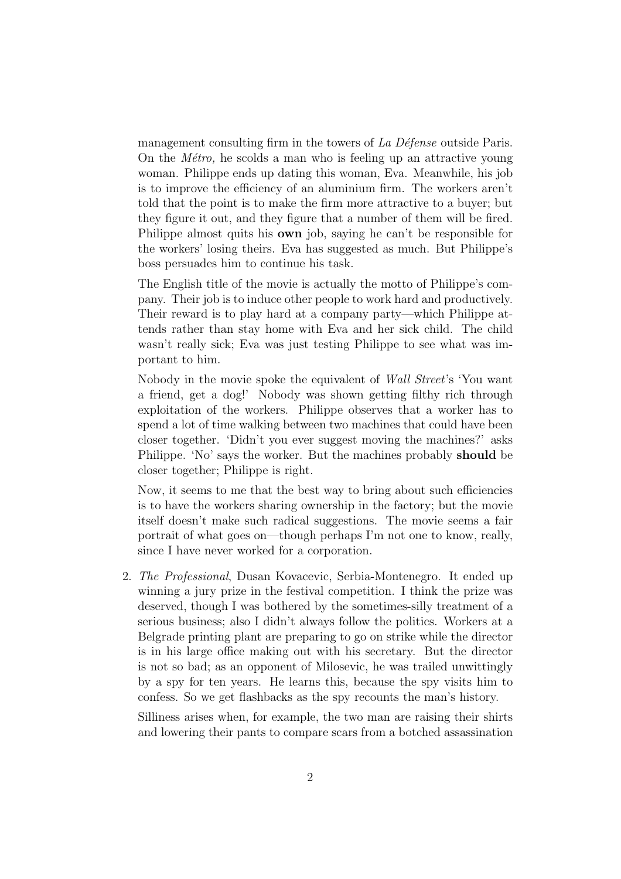management consulting firm in the towers of *La Défense* outside Paris. On the *Métro,* he scolds a man who is feeling up an attractive young woman. Philippe ends up dating this woman, Eva. Meanwhile, his job is to improve the efficiency of an aluminium firm. The workers aren't told that the point is to make the firm more attractive to a buyer; but they figure it out, and they figure that a number of them will be fired. Philippe almost quits his **own** job, saying he can't be responsible for the workers' losing theirs. Eva has suggested as much. But Philippe's boss persuades him to continue his task.

The English title of the movie is actually the motto of Philippe's company. Their job is to induce other people to work hard and productively. Their reward is to play hard at a company party—which Philippe attends rather than stay home with Eva and her sick child. The child wasn't really sick; Eva was just testing Philippe to see what was important to him.

Nobody in the movie spoke the equivalent of *Wall Street*'s 'You want a friend, get a dog!' Nobody was shown getting filthy rich through exploitation of the workers. Philippe observes that a worker has to spend a lot of time walking between two machines that could have been closer together. 'Didn't you ever suggest moving the machines?' asks Philippe. 'No' says the worker. But the machines probably **should** be closer together; Philippe is right.

Now, it seems to me that the best way to bring about such efficiencies is to have the workers sharing ownership in the factory; but the movie itself doesn't make such radical suggestions. The movie seems a fair portrait of what goes on—though perhaps I'm not one to know, really, since I have never worked for a corporation.

2. *The Professional*, Dusan Kovacevic, Serbia-Montenegro. It ended up winning a jury prize in the festival competition. I think the prize was deserved, though I was bothered by the sometimes-silly treatment of a serious business; also I didn't always follow the politics. Workers at a Belgrade printing plant are preparing to go on strike while the director is in his large office making out with his secretary. But the director is not so bad; as an opponent of Milosevic, he was trailed unwittingly by a spy for ten years. He learns this, because the spy visits him to confess. So we get flashbacks as the spy recounts the man's history.

   Silliness arises when, for example, the two man are raising their shirts and lowering their pants to compare scars from a botched assassination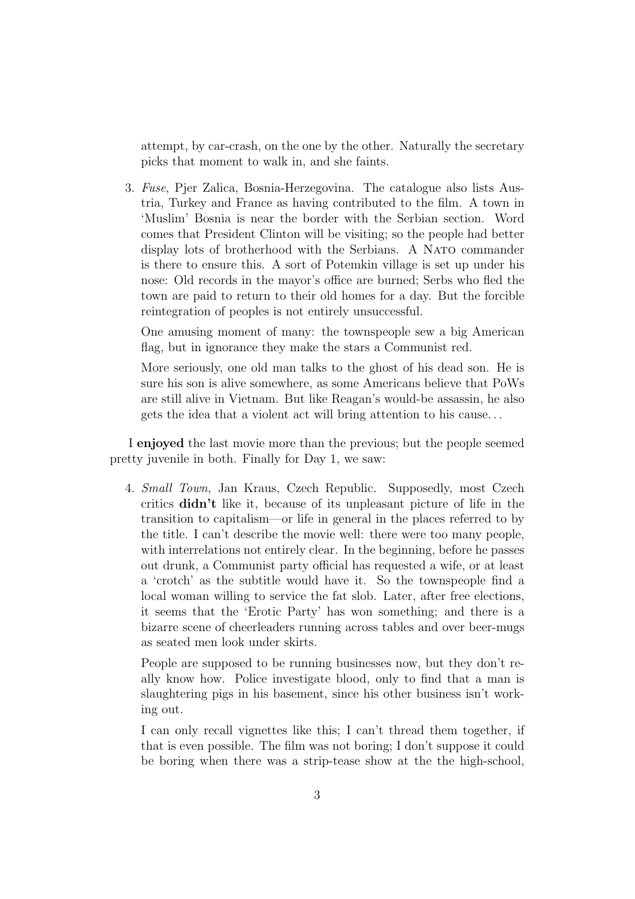attempt, by car-crash, on the one by the other. Naturally the secretary picks that moment to walk in, and she faints.

3. *Fuse*, Pjer Zalica, Bosnia-Herzegovina. The catalogue also lists Austria, Turkey and France as having contributed to the film. A town in 'Muslim' Bosnia is near the border with the Serbian section. Word comes that President Clinton will be visiting; so the people had better display lots of brotherhood with the Serbians. A NATO commander is there to ensure this. A sort of Potemkin village is set up under his nose: Old records in the mayor's office are burned; Serbs who fled the town are paid to return to their old homes for a day. But the forcible reintegration of peoples is not entirely unsuccessful.

   One amusing moment of many: the townspeople sew a big American flag, but in ignorance they make the stars a Communist red.

   More seriously, one old man talks to the ghost of his dead son. He is sure his son is alive somewhere, as some Americans believe that PoWs are still alive in Vietnam. But like Reagan's would-be assassin, he also gets the idea that a violent act will bring attention to his cause...

I **enjoyed** the last movie more than the previous; but the people seemed pretty juvenile in both. Finally for Day 1, we saw:

4. *Small Town*, Jan Kraus, Czech Republic. Supposedly, most Czech critics **didn't** like it, because of its unpleasant picture of life in the transition to capitalism—or life in general in the places referred to by the title. I can't describe the movie well: there were too many people, with interrelations not entirely clear. In the beginning, before he passes out drunk, a Communist party official has requested a wife, or at least a 'crotch' as the subtitle would have it. So the townspeople find a local woman willing to service the fat slob. Later, after free elections, it seems that the 'Erotic Party' has won something; and there is a bizarre scene of cheerleaders running across tables and over beer-mugs as seated men look under skirts.

   People are supposed to be running businesses now, but they don't really know how. Police investigate blood, only to find that a man is slaughtering pigs in his basement, since his other business isn't working out.

   I can only recall vignettes like this; I can't thread them together, if that is even possible. The film was not boring; I don't suppose it could be boring when there was a strip-tease show at the the high-school,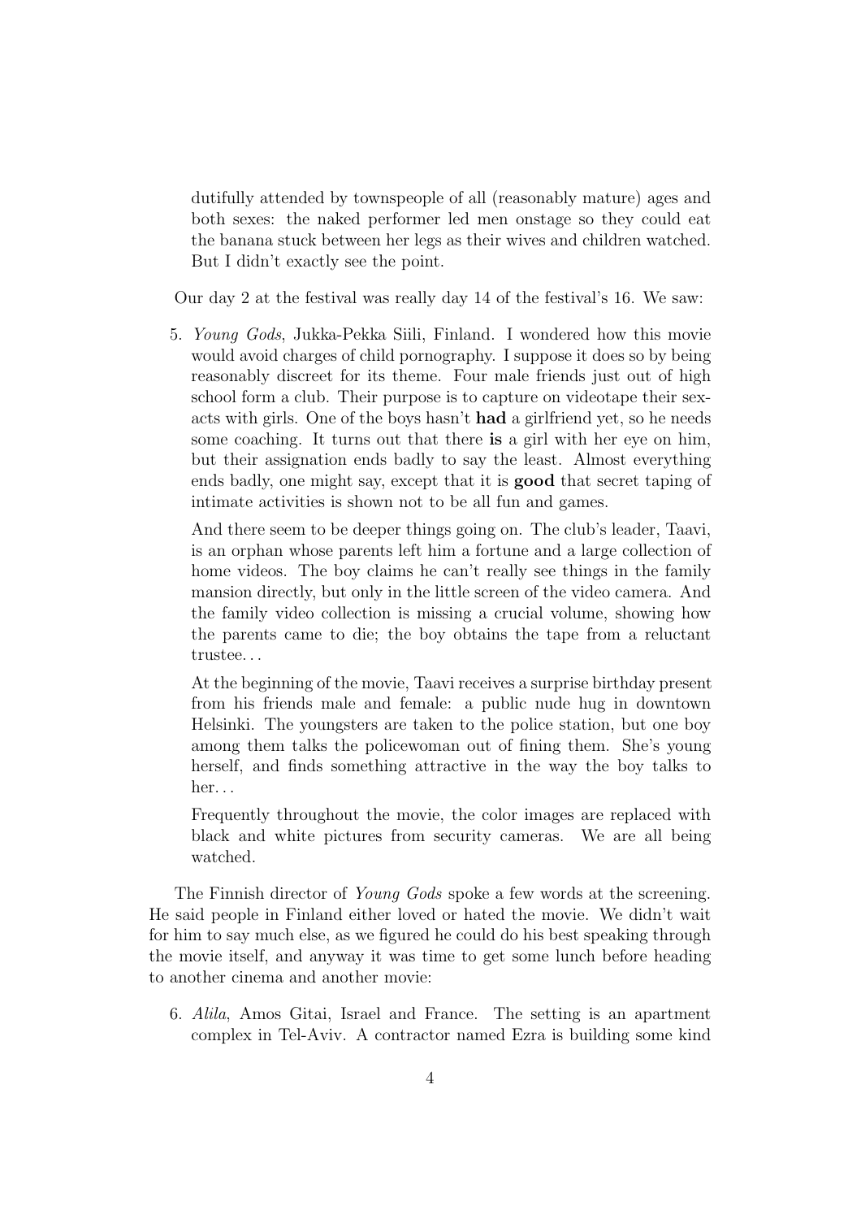dutifully attended by townspeople of all (reasonably mature) ages and both sexes: the naked performer led men onstage so they could eat the banana stuck between her legs as their wives and children watched. But I didn't exactly see the point.

Our day 2 at the festival was really day 14 of the festival's 16. We saw:

5. *Young Gods*, Jukka-Pekka Siili, Finland. I wondered how this movie would avoid charges of child pornography. I suppose it does so by being reasonably discreet for its theme. Four male friends just out of high school form a club. Their purpose is to capture on videotape their sex-acts with girls. One of the boys hasn't **had** a girlfriend yet, so he needs some coaching. It turns out that there **is** a girl with her eye on him, but their assignation ends badly to say the least. Almost everything ends badly, one might say, except that it is **good** that secret taping of intimate activities is shown not to be all fun and games.

   And there seem to be deeper things going on. The club's leader, Taavi, is an orphan whose parents left him a fortune and a large collection of home videos. The boy claims he can't really see things in the family mansion directly, but only in the little screen of the video camera. And the family video collection is missing a crucial volume, showing how the parents came to die; the boy obtains the tape from a reluctant trustee. . .

   At the beginning of the movie, Taavi receives a surprise birthday present from his friends male and female: a public nude hug in downtown Helsinki. The youngsters are taken to the police station, but one boy among them talks the policewoman out of fining them. She's young herself, and finds something attractive in the way the boy talks to her. . .

   Frequently throughout the movie, the color images are replaced with black and white pictures from security cameras. We are all being watched.

The Finnish director of *Young Gods* spoke a few words at the screening. He said people in Finland either loved or hated the movie. We didn't wait for him to say much else, as we figured he could do his best speaking through the movie itself, and anyway it was time to get some lunch before heading to another cinema and another movie:

6. *Alila*, Amos Gitai, Israel and France. The setting is an apartment complex in Tel-Aviv. A contractor named Ezra is building some kind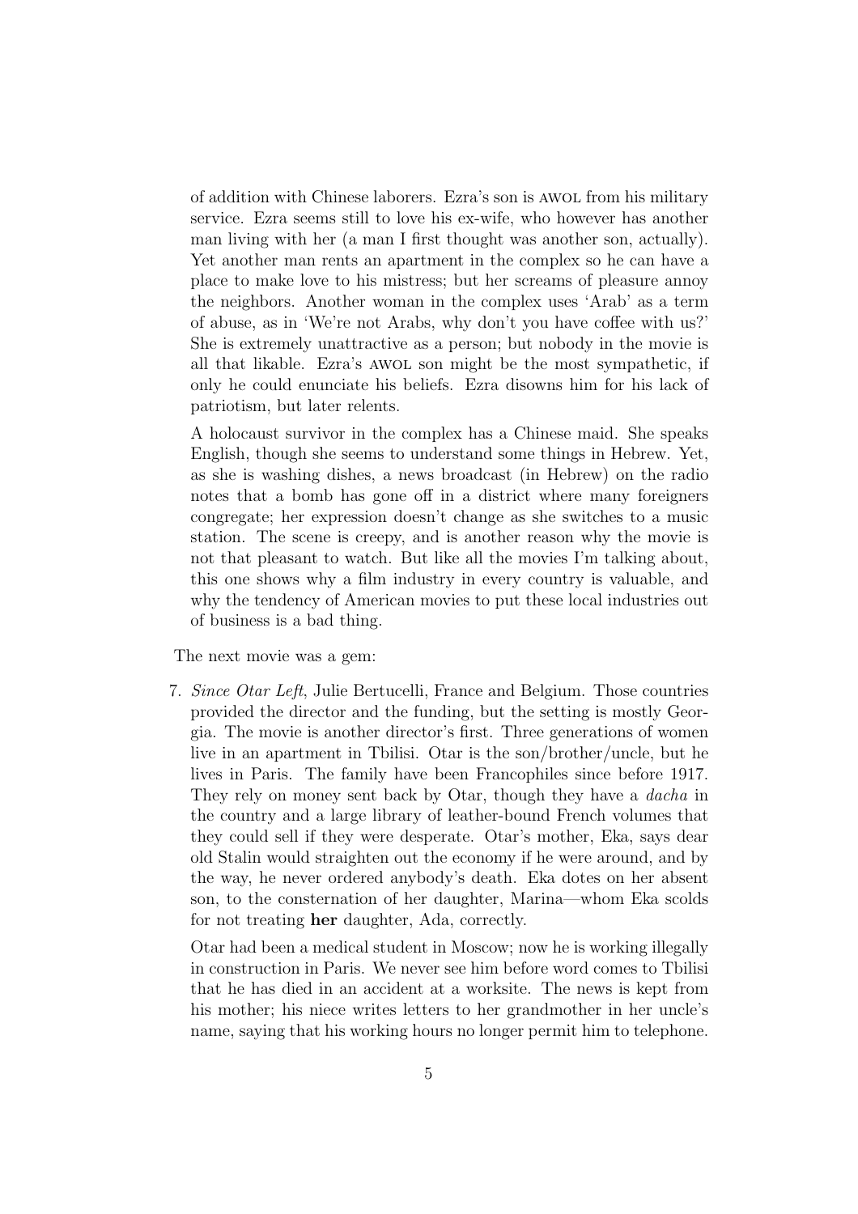of addition with Chinese laborers. Ezra's son is AWOL from his military service. Ezra seems still to love his ex-wife, who however has another man living with her (a man I first thought was another son, actually). Yet another man rents an apartment in the complex so he can have a place to make love to his mistress; but her screams of pleasure annoy the neighbors. Another woman in the complex uses 'Arab' as a term of abuse, as in 'We're not Arabs, why don't you have coffee with us?' She is extremely unattractive as a person; but nobody in the movie is all that likable. Ezra's AWOL son might be the most sympathetic, if only he could enunciate his beliefs. Ezra disowns him for his lack of patriotism, but later relents.

A holocaust survivor in the complex has a Chinese maid. She speaks English, though she seems to understand some things in Hebrew. Yet, as she is washing dishes, a news broadcast (in Hebrew) on the radio notes that a bomb has gone off in a district where many foreigners congregate; her expression doesn't change as she switches to a music station. The scene is creepy, and is another reason why the movie is not that pleasant to watch. But like all the movies I'm talking about, this one shows why a film industry in every country is valuable, and why the tendency of American movies to put these local industries out of business is a bad thing.

The next movie was a gem:

7. *Since Otar Left*, Julie Bertucelli, France and Belgium. Those countries provided the director and the funding, but the setting is mostly Georgia. The movie is another director's first. Three generations of women live in an apartment in Tbilisi. Otar is the son/brother/uncle, but he lives in Paris. The family have been Francophiles since before 1917. They rely on money sent back by Otar, though they have a *dacha* in the country and a large library of leather-bound French volumes that they could sell if they were desperate. Otar's mother, Eka, says dear old Stalin would straighten out the economy if he were around, and by the way, he never ordered anybody's death. Eka dotes on her absent son, to the consternation of her daughter, Marina—whom Eka scolds for not treating **her** daughter, Ada, correctly.

   Otar had been a medical student in Moscow; now he is working illegally in construction in Paris. We never see him before word comes to Tbilisi that he has died in an accident at a worksite. The news is kept from his mother; his niece writes letters to her grandmother in her uncle's name, saying that his working hours no longer permit him to telephone.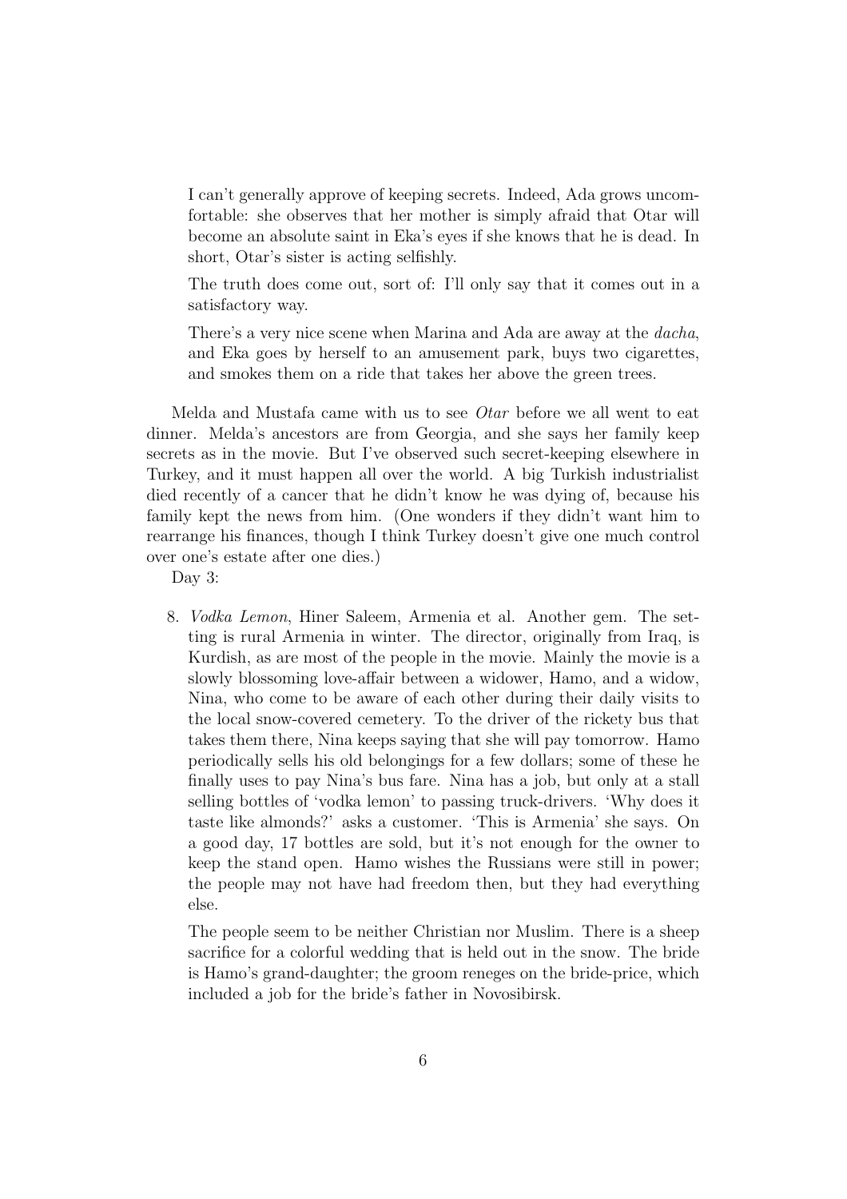I can't generally approve of keeping secrets. Indeed, Ada grows uncomfortable: she observes that her mother is simply afraid that Otar will become an absolute saint in Eka's eyes if she knows that he is dead. In short, Otar's sister is acting selfishly.

The truth does come out, sort of: I'll only say that it comes out in a satisfactory way.

There's a very nice scene when Marina and Ada are away at the *dacha*, and Eka goes by herself to an amusement park, buys two cigarettes, and smokes them on a ride that takes her above the green trees.

Melda and Mustafa came with us to see *Otar* before we all went to eat dinner. Melda's ancestors are from Georgia, and she says her family keep secrets as in the movie. But I've observed such secret-keeping elsewhere in Turkey, and it must happen all over the world. A big Turkish industrialist died recently of a cancer that he didn't know he was dying of, because his family kept the news from him. (One wonders if they didn't want him to rearrange his finances, though I think Turkey doesn't give one much control over one's estate after one dies.)

Day 3:

8. *Vodka Lemon*, Hiner Saleem, Armenia et al. Another gem. The setting is rural Armenia in winter. The director, originally from Iraq, is Kurdish, as are most of the people in the movie. Mainly the movie is a slowly blossoming love-affair between a widower, Hamo, and a widow, Nina, who come to be aware of each other during their daily visits to the local snow-covered cemetery. To the driver of the rickety bus that takes them there, Nina keeps saying that she will pay tomorrow. Hamo periodically sells his old belongings for a few dollars; some of these he finally uses to pay Nina's bus fare. Nina has a job, but only at a stall selling bottles of 'vodka lemon' to passing truck-drivers. 'Why does it taste like almonds?' asks a customer. 'This is Armenia' she says. On a good day, 17 bottles are sold, but it's not enough for the owner to keep the stand open. Hamo wishes the Russians were still in power; the people may not have had freedom then, but they had everything else.

   The people seem to be neither Christian nor Muslim. There is a sheep sacrifice for a colorful wedding that is held out in the snow. The bride is Hamo's grand-daughter; the groom reneges on the bride-price, which included a job for the bride's father in Novosibirsk.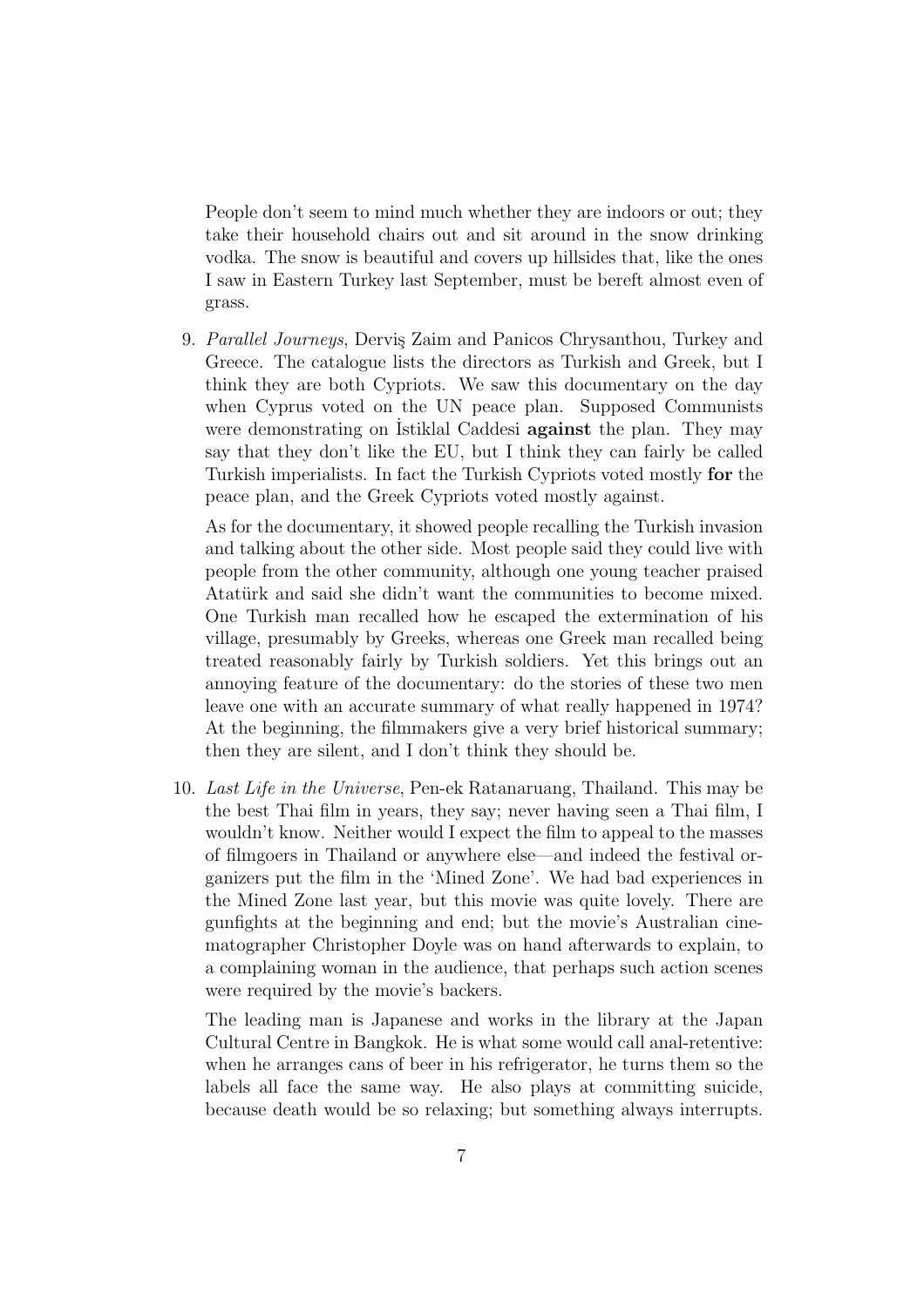People don't seem to mind much whether they are indoors or out; they take their household chairs out and sit around in the snow drinking vodka. The snow is beautiful and covers up hillsides that, like the ones I saw in Eastern Turkey last September, must be bereft almost even of grass.

9. *Parallel Journeys*, Derviş Zaim and Panicos Chrysanthou, Turkey and Greece. The catalogue lists the directors as Turkish and Greek, but I think they are both Cypriots. We saw this documentary on the day when Cyprus voted on the UN peace plan. Supposed Communists were demonstrating on İstiklal Caddesi **against** the plan. They may say that they don't like the EU, but I think they can fairly be called Turkish imperialists. In fact the Turkish Cypriots voted mostly **for** the peace plan, and the Greek Cypriots voted mostly against.

   As for the documentary, it showed people recalling the Turkish invasion and talking about the other side. Most people said they could live with people from the other community, although one young teacher praised Atatürk and said she didn't want the communities to become mixed. One Turkish man recalled how he escaped the extermination of his village, presumably by Greeks, whereas one Greek man recalled being treated reasonably fairly by Turkish soldiers. Yet this brings out an annoying feature of the documentary: do the stories of these two men leave one with an accurate summary of what really happened in 1974? At the beginning, the filmmakers give a very brief historical summary; then they are silent, and I don't think they should be.

10. *Last Life in the Universe*, Pen-ek Ratanaruang, Thailand. This may be the best Thai film in years, they say; never having seen a Thai film, I wouldn't know. Neither would I expect the film to appeal to the masses of filmgoers in Thailand or anywhere else—and indeed the festival organizers put the film in the 'Mined Zone'. We had bad experiences in the Mined Zone last year, but this movie was quite lovely. There are gunfights at the beginning and end; but the movie's Australian cinematographer Christopher Doyle was on hand afterwards to explain, to a complaining woman in the audience, that perhaps such action scenes were required by the movie's backers.

    The leading man is Japanese and works in the library at the Japan Cultural Centre in Bangkok. He is what some would call anal-retentive: when he arranges cans of beer in his refrigerator, he turns them so the labels all face the same way. He also plays at committing suicide, because death would be so relaxing; but something always interrupts.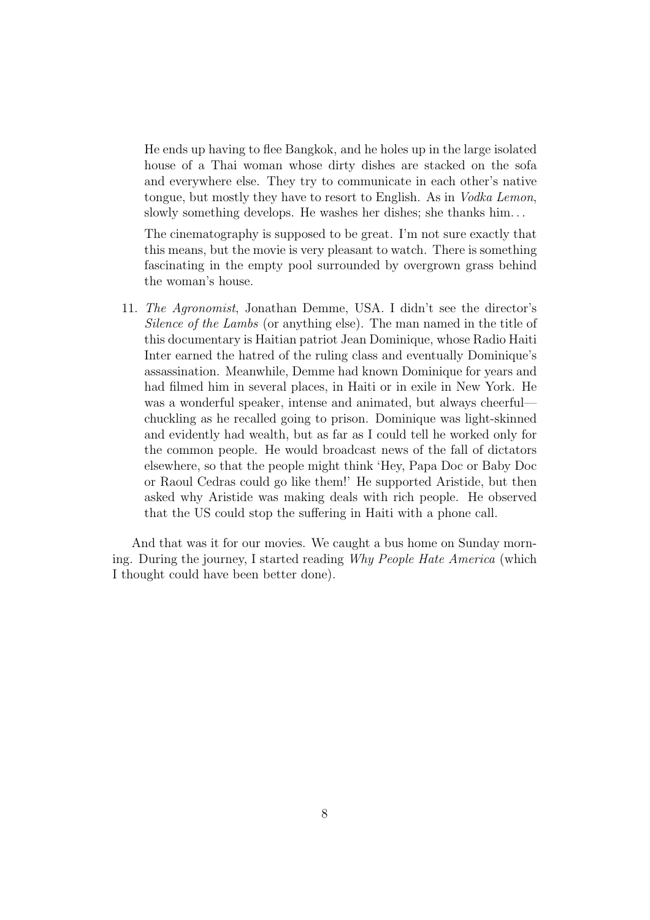He ends up having to flee Bangkok, and he holes up in the large isolated house of a Thai woman whose dirty dishes are stacked on the sofa and everywhere else. They try to communicate in each other's native tongue, but mostly they have to resort to English. As in *Vodka Lemon*, slowly something develops. He washes her dishes; she thanks him…

The cinematography is supposed to be great. I'm not sure exactly that this means, but the movie is very pleasant to watch. There is something fascinating in the empty pool surrounded by overgrown grass behind the woman's house.

11. *The Agronomist*, Jonathan Demme, USA. I didn't see the director's *Silence of the Lambs* (or anything else). The man named in the title of this documentary is Haitian patriot Jean Dominique, whose Radio Haiti Inter earned the hatred of the ruling class and eventually Dominique's assassination. Meanwhile, Demme had known Dominique for years and had filmed him in several places, in Haiti or in exile in New York. He was a wonderful speaker, intense and animated, but always cheerful—chuckling as he recalled going to prison. Dominique was light-skinned and evidently had wealth, but as far as I could tell he worked only for the common people. He would broadcast news of the fall of dictators elsewhere, so that the people might think 'Hey, Papa Doc or Baby Doc or Raoul Cedras could go like them!' He supported Aristide, but then asked why Aristide was making deals with rich people. He observed that the US could stop the suffering in Haiti with a phone call.

And that was it for our movies. We caught a bus home on Sunday morning. During the journey, I started reading *Why People Hate America* (which I thought could have been better done).